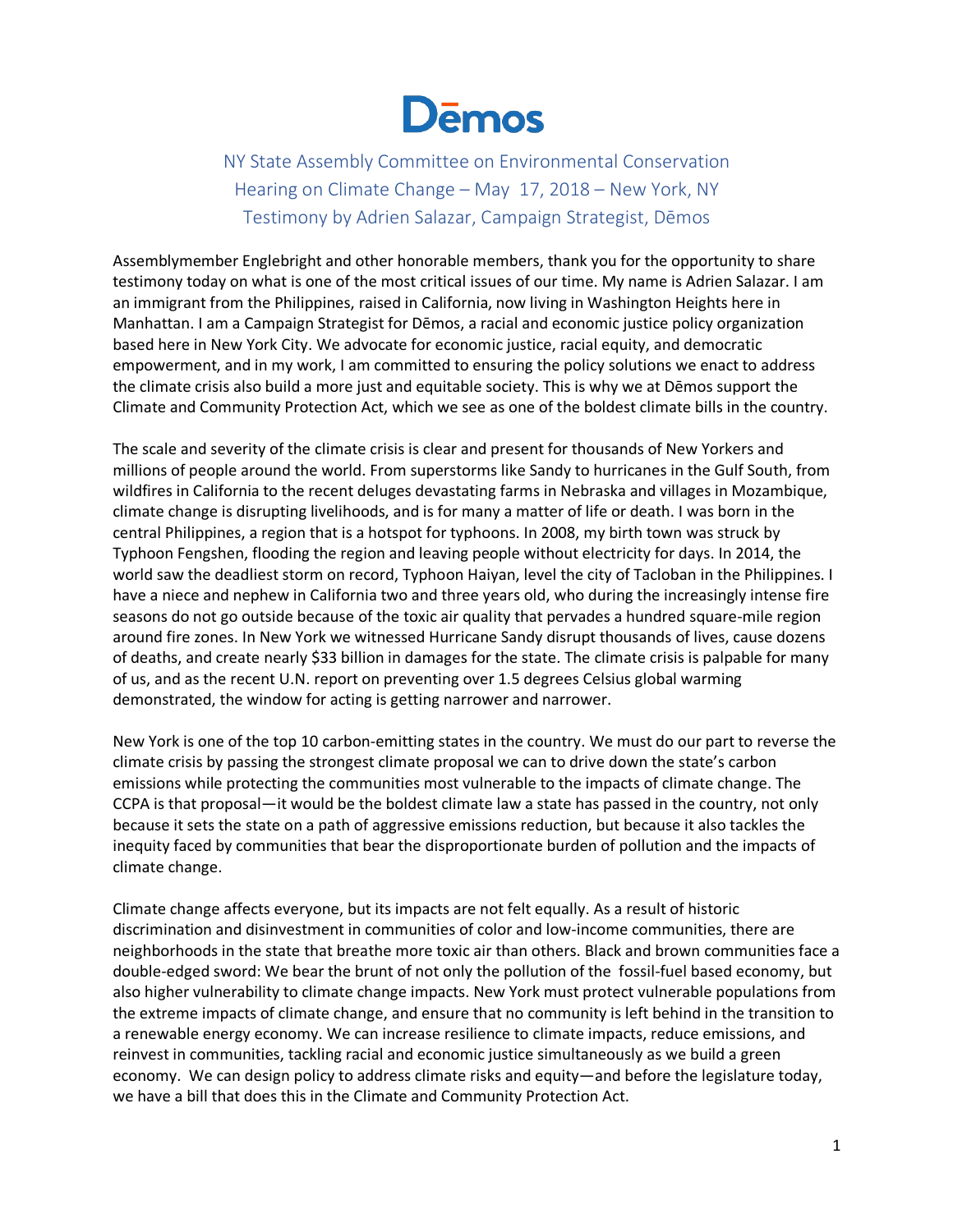# Dēmos

NY State Assembly Committee on Environmental Conservation
Hearing on Climate Change – May 17, 2018 – New York, NY
Testimony by Adrien Salazar, Campaign Strategist, Dēmos

Assemblymember Englebright and other honorable members, thank you for the opportunity to share testimony today on what is one of the most critical issues of our time. My name is Adrien Salazar. I am an immigrant from the Philippines, raised in California, now living in Washington Heights here in Manhattan. I am a Campaign Strategist for Dēmos, a racial and economic justice policy organization based here in New York City. We advocate for economic justice, racial equity, and democratic empowerment, and in my work, I am committed to ensuring the policy solutions we enact to address the climate crisis also build a more just and equitable society. This is why we at Dēmos support the Climate and Community Protection Act, which we see as one of the boldest climate bills in the country.

The scale and severity of the climate crisis is clear and present for thousands of New Yorkers and millions of people around the world. From superstorms like Sandy to hurricanes in the Gulf South, from wildfires in California to the recent deluges devastating farms in Nebraska and villages in Mozambique, climate change is disrupting livelihoods, and is for many a matter of life or death. I was born in the central Philippines, a region that is a hotspot for typhoons. In 2008, my birth town was struck by Typhoon Fengshen, flooding the region and leaving people without electricity for days. In 2014, the world saw the deadliest storm on record, Typhoon Haiyan, level the city of Tacloban in the Philippines. I have a niece and nephew in California two and three years old, who during the increasingly intense fire seasons do not go outside because of the toxic air quality that pervades a hundred square-mile region around fire zones. In New York we witnessed Hurricane Sandy disrupt thousands of lives, cause dozens of deaths, and create nearly $33 billion in damages for the state. The climate crisis is palpable for many of us, and as the recent U.N. report on preventing over 1.5 degrees Celsius global warming demonstrated, the window for acting is getting narrower and narrower.

New York is one of the top 10 carbon-emitting states in the country. We must do our part to reverse the climate crisis by passing the strongest climate proposal we can to drive down the state's carbon emissions while protecting the communities most vulnerable to the impacts of climate change. The CCPA is that proposal—it would be the boldest climate law a state has passed in the country, not only because it sets the state on a path of aggressive emissions reduction, but because it also tackles the inequity faced by communities that bear the disproportionate burden of pollution and the impacts of climate change.

Climate change affects everyone, but its impacts are not felt equally. As a result of historic discrimination and disinvestment in communities of color and low-income communities, there are neighborhoods in the state that breathe more toxic air than others. Black and brown communities face a double-edged sword: We bear the brunt of not only the pollution of the fossil-fuel based economy, but also higher vulnerability to climate change impacts. New York must protect vulnerable populations from the extreme impacts of climate change, and ensure that no community is left behind in the transition to a renewable energy economy. We can increase resilience to climate impacts, reduce emissions, and reinvest in communities, tackling racial and economic justice simultaneously as we build a green economy. We can design policy to address climate risks and equity—and before the legislature today, we have a bill that does this in the Climate and Community Protection Act.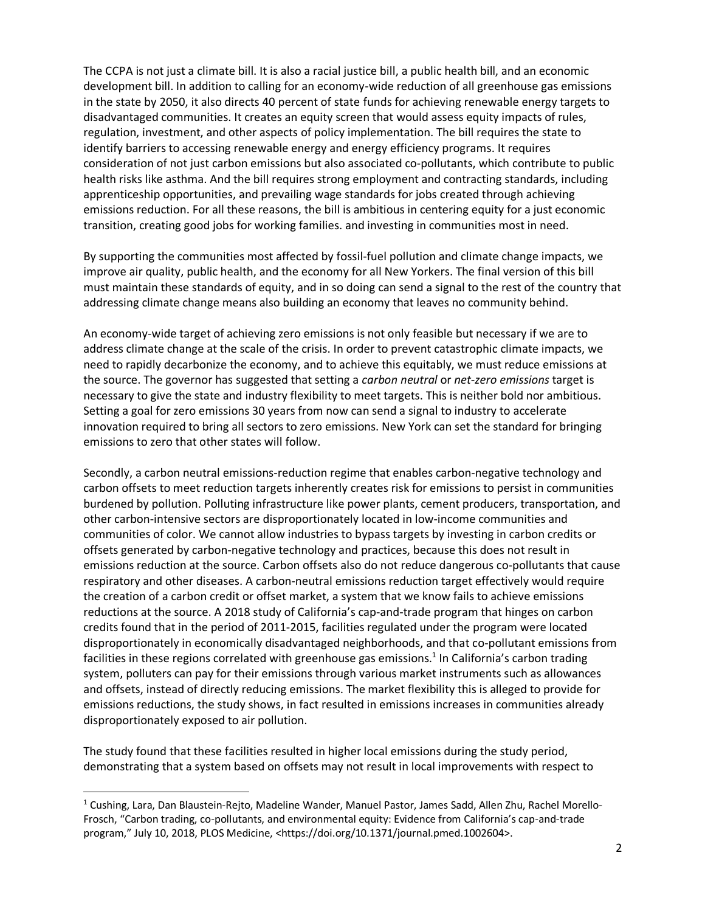The CCPA is not just a climate bill. It is also a racial justice bill, a public health bill, and an economic development bill. In addition to calling for an economy-wide reduction of all greenhouse gas emissions in the state by 2050, it also directs 40 percent of state funds for achieving renewable energy targets to disadvantaged communities. It creates an equity screen that would assess equity impacts of rules, regulation, investment, and other aspects of policy implementation. The bill requires the state to identify barriers to accessing renewable energy and energy efficiency programs. It requires consideration of not just carbon emissions but also associated co-pollutants, which contribute to public health risks like asthma. And the bill requires strong employment and contracting standards, including apprenticeship opportunities, and prevailing wage standards for jobs created through achieving emissions reduction. For all these reasons, the bill is ambitious in centering equity for a just economic transition, creating good jobs for working families. and investing in communities most in need.

By supporting the communities most affected by fossil-fuel pollution and climate change impacts, we improve air quality, public health, and the economy for all New Yorkers. The final version of this bill must maintain these standards of equity, and in so doing can send a signal to the rest of the country that addressing climate change means also building an economy that leaves no community behind.

An economy-wide target of achieving zero emissions is not only feasible but necessary if we are to address climate change at the scale of the crisis. In order to prevent catastrophic climate impacts, we need to rapidly decarbonize the economy, and to achieve this equitably, we must reduce emissions at the source. The governor has suggested that setting a *carbon neutral* or *net-zero emissions* target is necessary to give the state and industry flexibility to meet targets. This is neither bold nor ambitious. Setting a goal for zero emissions 30 years from now can send a signal to industry to accelerate innovation required to bring all sectors to zero emissions. New York can set the standard for bringing emissions to zero that other states will follow.

Secondly, a carbon neutral emissions-reduction regime that enables carbon-negative technology and carbon offsets to meet reduction targets inherently creates risk for emissions to persist in communities burdened by pollution. Polluting infrastructure like power plants, cement producers, transportation, and other carbon-intensive sectors are disproportionately located in low-income communities and communities of color. We cannot allow industries to bypass targets by investing in carbon credits or offsets generated by carbon-negative technology and practices, because this does not result in emissions reduction at the source. Carbon offsets also do not reduce dangerous co-pollutants that cause respiratory and other diseases. A carbon-neutral emissions reduction target effectively would require the creation of a carbon credit or offset market, a system that we know fails to achieve emissions reductions at the source. A 2018 study of California's cap-and-trade program that hinges on carbon credits found that in the period of 2011-2015, facilities regulated under the program were located disproportionately in economically disadvantaged neighborhoods, and that co-pollutant emissions from facilities in these regions correlated with greenhouse gas emissions.[1] In California's carbon trading system, polluters can pay for their emissions through various market instruments such as allowances and offsets, instead of directly reducing emissions. The market flexibility this is alleged to provide for emissions reductions, the study shows, in fact resulted in emissions increases in communities already disproportionately exposed to air pollution.

The study found that these facilities resulted in higher local emissions during the study period, demonstrating that a system based on offsets may not result in local improvements with respect to

[1] Cushing, Lara, Dan Blaustein-Rejto, Madeline Wander, Manuel Pastor, James Sadd, Allen Zhu, Rachel Morello-Frosch, "Carbon trading, co-pollutants, and environmental equity: Evidence from California's cap-and-trade program," July 10, 2018, PLOS Medicine, <https://doi.org/10.1371/journal.pmed.1002604>.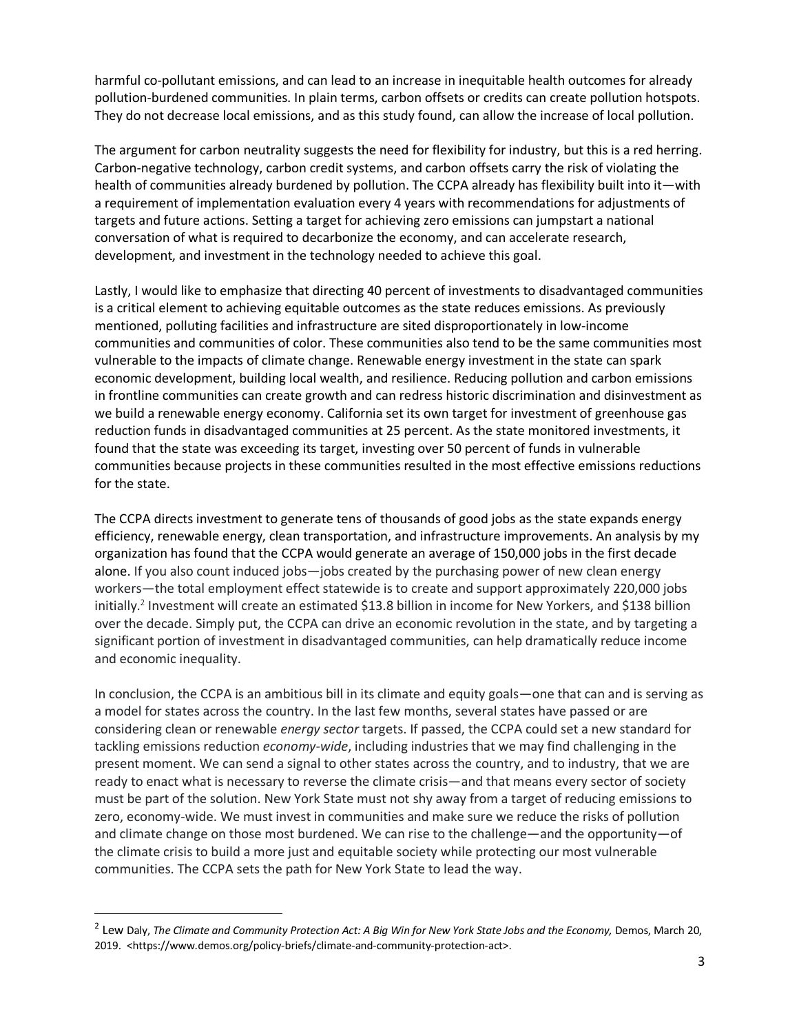harmful co-pollutant emissions, and can lead to an increase in inequitable health outcomes for already pollution-burdened communities. In plain terms, carbon offsets or credits can create pollution hotspots. They do not decrease local emissions, and as this study found, can allow the increase of local pollution.

The argument for carbon neutrality suggests the need for flexibility for industry, but this is a red herring. Carbon-negative technology, carbon credit systems, and carbon offsets carry the risk of violating the health of communities already burdened by pollution. The CCPA already has flexibility built into it—with a requirement of implementation evaluation every 4 years with recommendations for adjustments of targets and future actions. Setting a target for achieving zero emissions can jumpstart a national conversation of what is required to decarbonize the economy, and can accelerate research, development, and investment in the technology needed to achieve this goal.

Lastly, I would like to emphasize that directing 40 percent of investments to disadvantaged communities is a critical element to achieving equitable outcomes as the state reduces emissions. As previously mentioned, polluting facilities and infrastructure are sited disproportionately in low-income communities and communities of color. These communities also tend to be the same communities most vulnerable to the impacts of climate change. Renewable energy investment in the state can spark economic development, building local wealth, and resilience. Reducing pollution and carbon emissions in frontline communities can create growth and can redress historic discrimination and disinvestment as we build a renewable energy economy. California set its own target for investment of greenhouse gas reduction funds in disadvantaged communities at 25 percent. As the state monitored investments, it found that the state was exceeding its target, investing over 50 percent of funds in vulnerable communities because projects in these communities resulted in the most effective emissions reductions for the state.

The CCPA directs investment to generate tens of thousands of good jobs as the state expands energy efficiency, renewable energy, clean transportation, and infrastructure improvements. An analysis by my organization has found that the CCPA would generate an average of 150,000 jobs in the first decade alone. If you also count induced jobs—jobs created by the purchasing power of new clean energy workers—the total employment effect statewide is to create and support approximately 220,000 jobs initially.[2] Investment will create an estimated $13.8 billion in income for New Yorkers, and $138 billion over the decade. Simply put, the CCPA can drive an economic revolution in the state, and by targeting a significant portion of investment in disadvantaged communities, can help dramatically reduce income and economic inequality.

In conclusion, the CCPA is an ambitious bill in its climate and equity goals—one that can and is serving as a model for states across the country. In the last few months, several states have passed or are considering clean or renewable *energy sector* targets. If passed, the CCPA could set a new standard for tackling emissions reduction *economy-wide*, including industries that we may find challenging in the present moment. We can send a signal to other states across the country, and to industry, that we are ready to enact what is necessary to reverse the climate crisis—and that means every sector of society must be part of the solution. New York State must not shy away from a target of reducing emissions to zero, economy-wide. We must invest in communities and make sure we reduce the risks of pollution and climate change on those most burdened. We can rise to the challenge—and the opportunity—of the climate crisis to build a more just and equitable society while protecting our most vulnerable communities. The CCPA sets the path for New York State to lead the way.

---

[2] Lew Daly, *The Climate and Community Protection Act: A Big Win for New York State Jobs and the Economy,* Demos, March 20, 2019. <https://www.demos.org/policy-briefs/climate-and-community-protection-act>.